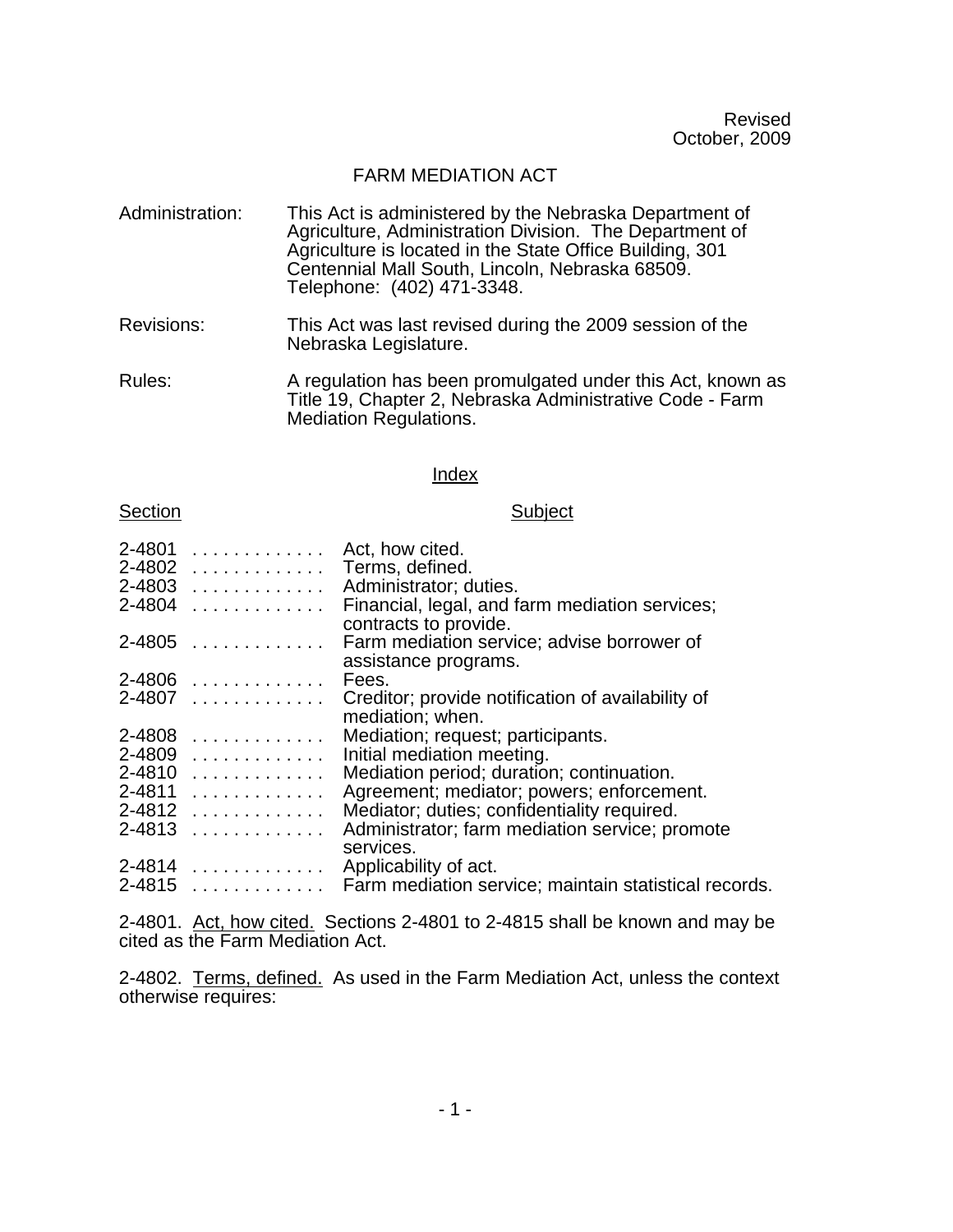Revised
October, 2009

# FARM MEDIATION ACT

| | |
|---|---|
| Administration: | This Act is administered by the Nebraska Department of Agriculture, Administration Division. The Department of Agriculture is located in the State Office Building, 301 Centennial Mall South, Lincoln, Nebraska 68509. Telephone: (402) 471-3348. |
| Revisions: | This Act was last revised during the 2009 session of the Nebraska Legislature. |
| Rules: | A regulation has been promulgated under this Act, known as Title 19, Chapter 2, Nebraska Administrative Code - Farm Mediation Regulations. |

## Index

| Section | Subject |
|---|---|
| 2-4801 | Act, how cited. |
| 2-4802 | Terms, defined. |
| 2-4803 | Administrator; duties. |
| 2-4804 | Financial, legal, and farm mediation services; contracts to provide. |
| 2-4805 | Farm mediation service; advise borrower of assistance programs. |
| 2-4806 | Fees. |
| 2-4807 | Creditor; provide notification of availability of mediation; when. |
| 2-4808 | Mediation; request; participants. |
| 2-4809 | Initial mediation meeting. |
| 2-4810 | Mediation period; duration; continuation. |
| 2-4811 | Agreement; mediator; powers; enforcement. |
| 2-4812 | Mediator; duties; confidentiality required. |
| 2-4813 | Administrator; farm mediation service; promote services. |
| 2-4814 | Applicability of act. |
| 2-4815 | Farm mediation service; maintain statistical records. |

2-4801. Act, how cited. Sections 2-4801 to 2-4815 shall be known and may be cited as the Farm Mediation Act.

2-4802. Terms, defined. As used in the Farm Mediation Act, unless the context otherwise requires: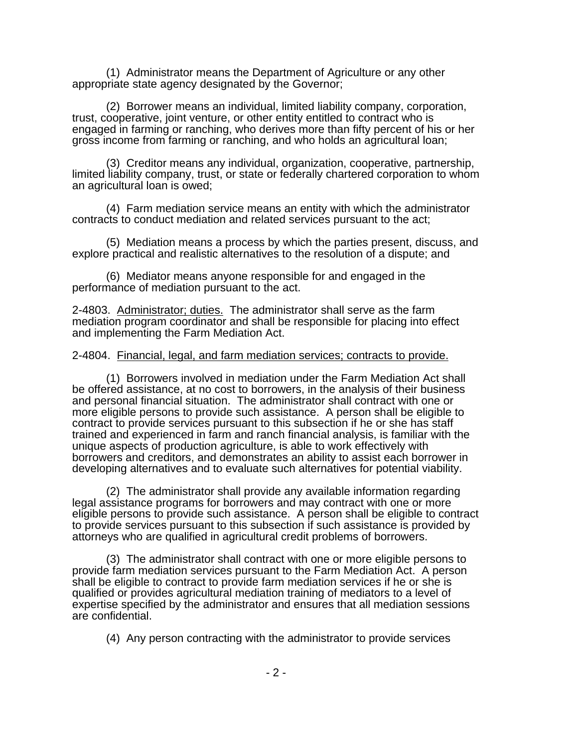(1) Administrator means the Department of Agriculture or any other appropriate state agency designated by the Governor;

(2) Borrower means an individual, limited liability company, corporation, trust, cooperative, joint venture, or other entity entitled to contract who is engaged in farming or ranching, who derives more than fifty percent of his or her gross income from farming or ranching, and who holds an agricultural loan;

(3) Creditor means any individual, organization, cooperative, partnership, limited liability company, trust, or state or federally chartered corporation to whom an agricultural loan is owed;

(4) Farm mediation service means an entity with which the administrator contracts to conduct mediation and related services pursuant to the act;

(5) Mediation means a process by which the parties present, discuss, and explore practical and realistic alternatives to the resolution of a dispute; and

(6) Mediator means anyone responsible for and engaged in the performance of mediation pursuant to the act.

2-4803. Administrator; duties. The administrator shall serve as the farm mediation program coordinator and shall be responsible for placing into effect and implementing the Farm Mediation Act.

2-4804. Financial, legal, and farm mediation services; contracts to provide.

(1) Borrowers involved in mediation under the Farm Mediation Act shall be offered assistance, at no cost to borrowers, in the analysis of their business and personal financial situation. The administrator shall contract with one or more eligible persons to provide such assistance. A person shall be eligible to contract to provide services pursuant to this subsection if he or she has staff trained and experienced in farm and ranch financial analysis, is familiar with the unique aspects of production agriculture, is able to work effectively with borrowers and creditors, and demonstrates an ability to assist each borrower in developing alternatives and to evaluate such alternatives for potential viability.

(2) The administrator shall provide any available information regarding legal assistance programs for borrowers and may contract with one or more eligible persons to provide such assistance. A person shall be eligible to contract to provide services pursuant to this subsection if such assistance is provided by attorneys who are qualified in agricultural credit problems of borrowers.

(3) The administrator shall contract with one or more eligible persons to provide farm mediation services pursuant to the Farm Mediation Act. A person shall be eligible to contract to provide farm mediation services if he or she is qualified or provides agricultural mediation training of mediators to a level of expertise specified by the administrator and ensures that all mediation sessions are confidential.

(4) Any person contracting with the administrator to provide services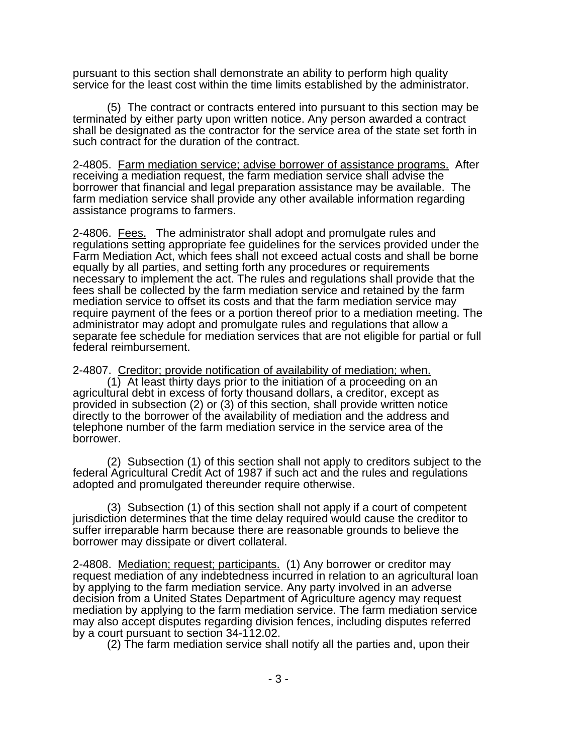pursuant to this section shall demonstrate an ability to perform high quality service for the least cost within the time limits established by the administrator.

(5) The contract or contracts entered into pursuant to this section may be terminated by either party upon written notice. Any person awarded a contract shall be designated as the contractor for the service area of the state set forth in such contract for the duration of the contract.

2-4805. Farm mediation service; advise borrower of assistance programs. After receiving a mediation request, the farm mediation service shall advise the borrower that financial and legal preparation assistance may be available. The farm mediation service shall provide any other available information regarding assistance programs to farmers.

2-4806. Fees. The administrator shall adopt and promulgate rules and regulations setting appropriate fee guidelines for the services provided under the Farm Mediation Act, which fees shall not exceed actual costs and shall be borne equally by all parties, and setting forth any procedures or requirements necessary to implement the act. The rules and regulations shall provide that the fees shall be collected by the farm mediation service and retained by the farm mediation service to offset its costs and that the farm mediation service may require payment of the fees or a portion thereof prior to a mediation meeting. The administrator may adopt and promulgate rules and regulations that allow a separate fee schedule for mediation services that are not eligible for partial or full federal reimbursement.

2-4807. Creditor; provide notification of availability of mediation; when.

(1) At least thirty days prior to the initiation of a proceeding on an agricultural debt in excess of forty thousand dollars, a creditor, except as provided in subsection (2) or (3) of this section, shall provide written notice directly to the borrower of the availability of mediation and the address and telephone number of the farm mediation service in the service area of the borrower.

(2) Subsection (1) of this section shall not apply to creditors subject to the federal Agricultural Credit Act of 1987 if such act and the rules and regulations adopted and promulgated thereunder require otherwise.

(3) Subsection (1) of this section shall not apply if a court of competent jurisdiction determines that the time delay required would cause the creditor to suffer irreparable harm because there are reasonable grounds to believe the borrower may dissipate or divert collateral.

2-4808. Mediation; request; participants. (1) Any borrower or creditor may request mediation of any indebtedness incurred in relation to an agricultural loan by applying to the farm mediation service. Any party involved in an adverse decision from a United States Department of Agriculture agency may request mediation by applying to the farm mediation service. The farm mediation service may also accept disputes regarding division fences, including disputes referred by a court pursuant to section 34-112.02.

(2) The farm mediation service shall notify all the parties and, upon their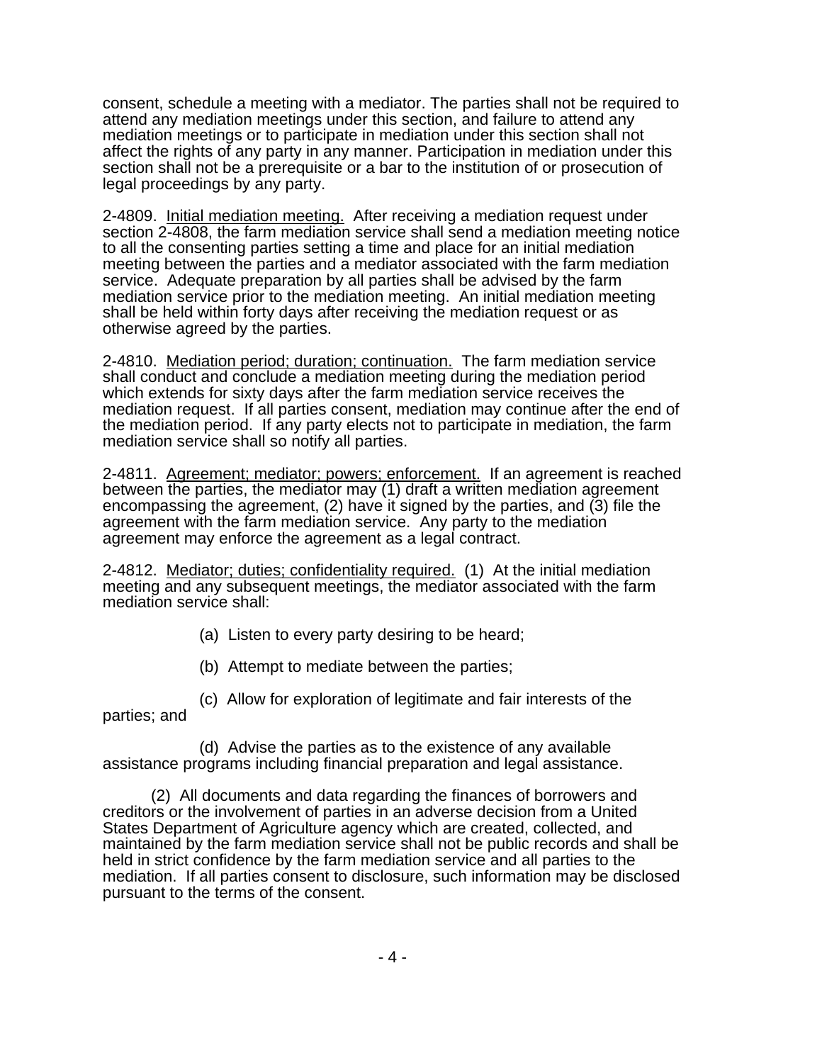consent, schedule a meeting with a mediator. The parties shall not be required to attend any mediation meetings under this section, and failure to attend any mediation meetings or to participate in mediation under this section shall not affect the rights of any party in any manner. Participation in mediation under this section shall not be a prerequisite or a bar to the institution of or prosecution of legal proceedings by any party.

2-4809. Initial mediation meeting. After receiving a mediation request under section 2-4808, the farm mediation service shall send a mediation meeting notice to all the consenting parties setting a time and place for an initial mediation meeting between the parties and a mediator associated with the farm mediation service. Adequate preparation by all parties shall be advised by the farm mediation service prior to the mediation meeting. An initial mediation meeting shall be held within forty days after receiving the mediation request or as otherwise agreed by the parties.

2-4810. Mediation period; duration; continuation. The farm mediation service shall conduct and conclude a mediation meeting during the mediation period which extends for sixty days after the farm mediation service receives the mediation request. If all parties consent, mediation may continue after the end of the mediation period. If any party elects not to participate in mediation, the farm mediation service shall so notify all parties.

2-4811. Agreement; mediator; powers; enforcement. If an agreement is reached between the parties, the mediator may (1) draft a written mediation agreement encompassing the agreement, (2) have it signed by the parties, and (3) file the agreement with the farm mediation service. Any party to the mediation agreement may enforce the agreement as a legal contract.

2-4812. Mediator; duties; confidentiality required. (1) At the initial mediation meeting and any subsequent meetings, the mediator associated with the farm mediation service shall:

(a) Listen to every party desiring to be heard;

(b) Attempt to mediate between the parties;

(c) Allow for exploration of legitimate and fair interests of the parties; and

(d) Advise the parties as to the existence of any available assistance programs including financial preparation and legal assistance.

(2) All documents and data regarding the finances of borrowers and creditors or the involvement of parties in an adverse decision from a United States Department of Agriculture agency which are created, collected, and maintained by the farm mediation service shall not be public records and shall be held in strict confidence by the farm mediation service and all parties to the mediation. If all parties consent to disclosure, such information may be disclosed pursuant to the terms of the consent.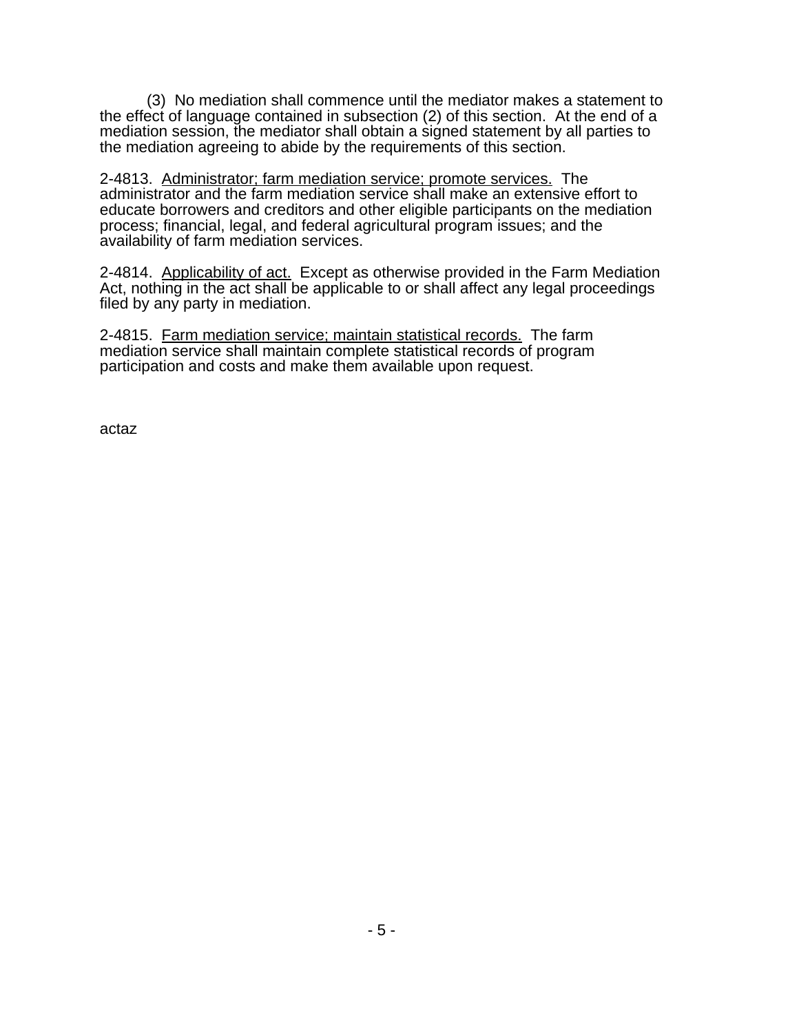(3) No mediation shall commence until the mediator makes a statement to the effect of language contained in subsection (2) of this section. At the end of a mediation session, the mediator shall obtain a signed statement by all parties to the mediation agreeing to abide by the requirements of this section.

2-4813. Administrator; farm mediation service; promote services. The administrator and the farm mediation service shall make an extensive effort to educate borrowers and creditors and other eligible participants on the mediation process; financial, legal, and federal agricultural program issues; and the availability of farm mediation services.

2-4814. Applicability of act. Except as otherwise provided in the Farm Mediation Act, nothing in the act shall be applicable to or shall affect any legal proceedings filed by any party in mediation.

2-4815. Farm mediation service; maintain statistical records. The farm mediation service shall maintain complete statistical records of program participation and costs and make them available upon request.

actaz